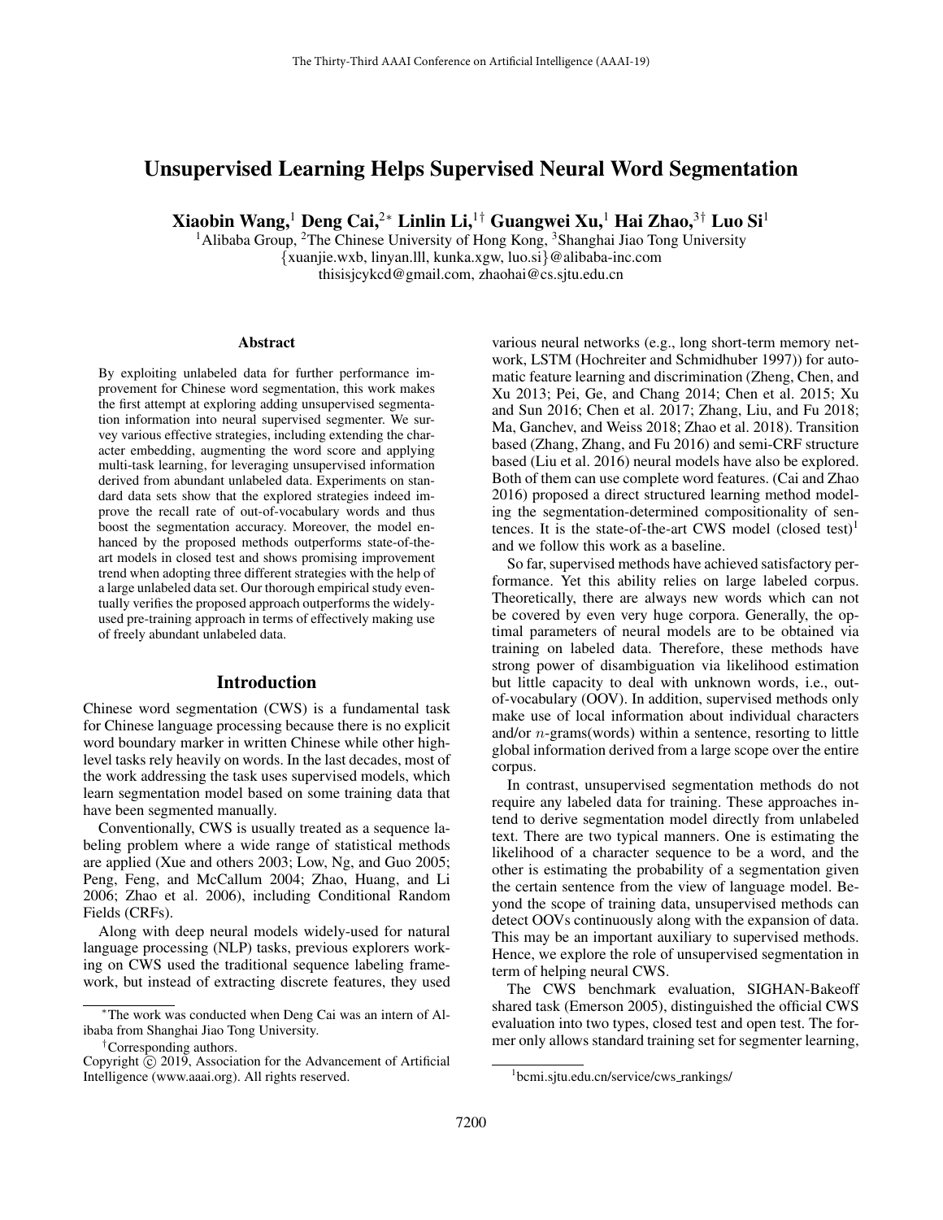# Unsupervised Learning Helps Supervised Neural Word Segmentation

**Xiaobin Wang,[1] Deng Cai,[2*] Linlin Li,[1†] Guangwei Xu,[1] Hai Zhao,[3†] Luo Si[1]**

[1]Alibaba Group, [2]The Chinese University of Hong Kong, [3]Shanghai Jiao Tong University
{xuanjie.wxb, linyan.lll, kunka.xgw, luo.si}@alibaba-inc.com
thisisjcykcd@gmail.com, zhaohai@cs.sjtu.edu.cn

### Abstract

By exploiting unlabeled data for further performance improvement for Chinese word segmentation, this work makes the first attempt at exploring adding unsupervised segmentation information into neural supervised segmenter. We survey various effective strategies, including extending the character embedding, augmenting the word score and applying multi-task learning, for leveraging unsupervised information derived from abundant unlabeled data. Experiments on standard data sets show that the explored strategies indeed improve the recall rate of out-of-vocabulary words and thus boost the segmentation accuracy. Moreover, the model enhanced by the proposed methods outperforms state-of-the-art models in closed test and shows promising improvement trend when adopting three different strategies with the help of a large unlabeled data set. Our thorough empirical study eventually verifies the proposed approach outperforms the widely-used pre-training approach in terms of effectively making use of freely abundant unlabeled data.

## Introduction

Chinese word segmentation (CWS) is a fundamental task for Chinese language processing because there is no explicit word boundary marker in written Chinese while other high-level tasks rely heavily on words. In the last decades, most of the work addressing the task uses supervised models, which learn segmentation model based on some training data that have been segmented manually.

Conventionally, CWS is usually treated as a sequence labeling problem where a wide range of statistical methods are applied (Xue and others 2003; Low, Ng, and Guo 2005; Peng, Feng, and McCallum 2004; Zhao, Huang, and Li 2006; Zhao et al. 2006), including Conditional Random Fields (CRFs).

Along with deep neural models widely-used for natural language processing (NLP) tasks, previous explorers working on CWS used the traditional sequence labeling framework, but instead of extracting discrete features, they used various neural networks (e.g., long short-term memory network, LSTM (Hochreiter and Schmidhuber 1997)) for automatic feature learning and discrimination (Zheng, Chen, and Xu 2013; Pei, Ge, and Chang 2014; Chen et al. 2015; Xu and Sun 2016; Chen et al. 2017; Zhang, Liu, and Fu 2018; Ma, Ganchev, and Weiss 2018; Zhao et al. 2018). Transition based (Zhang, Zhang, and Fu 2016) and semi-CRF structure based (Liu et al. 2016) neural models have also be explored. Both of them can use complete word features. (Cai and Zhao 2016) proposed a direct structured learning method modeling the segmentation-determined compositionality of sentences. It is the state-of-the-art CWS model (closed test)[1] and we follow this work as a baseline.

So far, supervised methods have achieved satisfactory performance. Yet this ability relies on large labeled corpus. Theoretically, there are always new words which can not be covered by even very huge corpora. Generally, the optimal parameters of neural models are to be obtained via training on labeled data. Therefore, these methods have strong power of disambiguation via likelihood estimation but little capacity to deal with unknown words, i.e., out-of-vocabulary (OOV). In addition, supervised methods only make use of local information about individual characters and/or $n$-grams(words) within a sentence, resorting to little global information derived from a large scope over the entire corpus.

In contrast, unsupervised segmentation methods do not require any labeled data for training. These approaches intend to derive segmentation model directly from unlabeled text. There are two typical manners. One is estimating the likelihood of a character sequence to be a word, and the other is estimating the probability of a segmentation given the certain sentence from the view of language model. Beyond the scope of training data, unsupervised methods can detect OOVs continuously along with the expansion of data. This may be an important auxiliary to supervised methods. Hence, we explore the role of unsupervised segmentation in term of helping neural CWS.

The CWS benchmark evaluation, SIGHAN-Bakeoff shared task (Emerson 2005), distinguished the official CWS evaluation into two types, closed test and open test. The former only allows standard training set for segmenter learning,

*The work was conducted when Deng Cai was an intern of Alibaba from Shanghai Jiao Tong University.

†Corresponding authors.

Copyright © 2019, Association for the Advancement of Artificial Intelligence (www.aaai.org). All rights reserved.

[1]bcmi.sjtu.edu.cn/service/cws_rankings/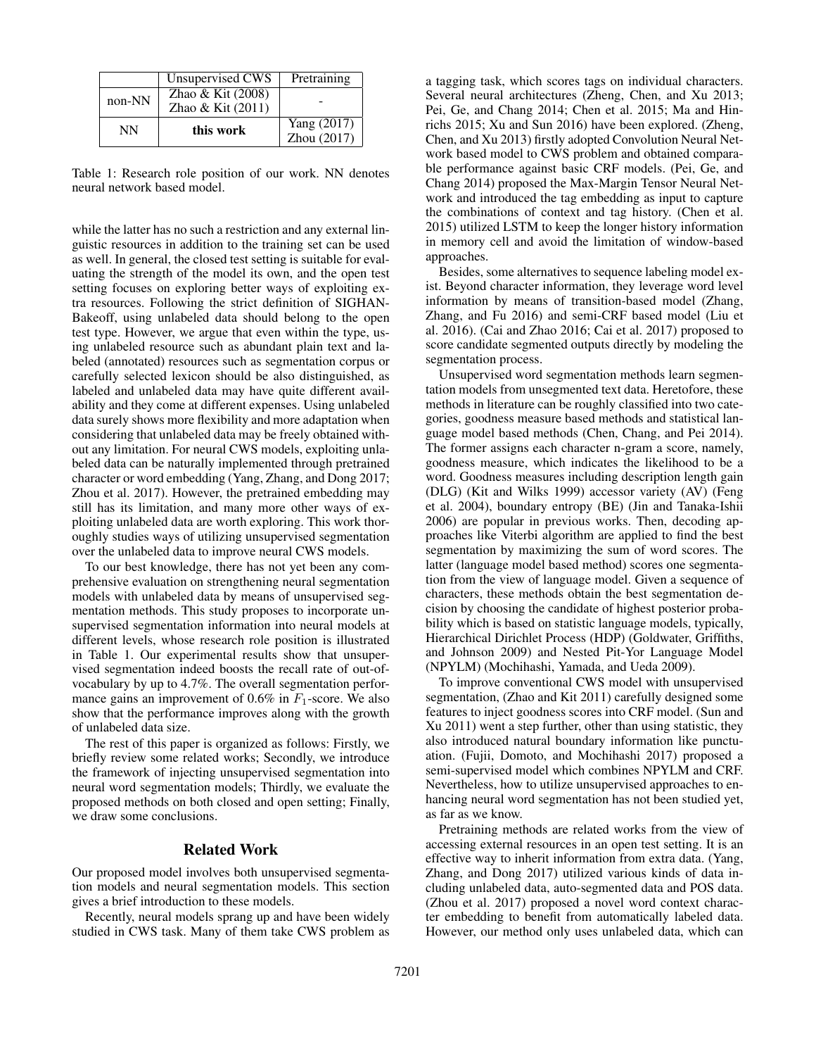| | Unsupervised CWS | Pretraining |
|---|---|---|
| non-NN | Zhao & Kit (2008)<br>Zhao & Kit (2011) | - |
| NN | **this work** | Yang (2017)<br>Zhou (2017) |

Table 1: Research role position of our work. NN denotes neural network based model.

while the latter has no such a restriction and any external linguistic resources in addition to the training set can be used as well. In general, the closed test setting is suitable for evaluating the strength of the model its own, and the open test setting focuses on exploring better ways of exploiting extra resources. Following the strict definition of SIGHAN-Bakeoff, using unlabeled data should belong to the open test type. However, we argue that even within the type, using unlabeled resource such as abundant plain text and labeled (annotated) resources such as segmentation corpus or carefully selected lexicon should be also distinguished, as labeled and unlabeled data may have quite different availability and they come at different expenses. Using unlabeled data surely shows more flexibility and more adaptation when considering that unlabeled data may be freely obtained without any limitation. For neural CWS models, exploiting unlabeled data can be naturally implemented through pretrained character or word embedding (Yang, Zhang, and Dong 2017; Zhou et al. 2017). However, the pretrained embedding may still has its limitation, and many more other ways of exploiting unlabeled data are worth exploring. This work thoroughly studies ways of utilizing unsupervised segmentation over the unlabeled data to improve neural CWS models.

To our best knowledge, there has not yet been any comprehensive evaluation on strengthening neural segmentation models with unlabeled data by means of unsupervised segmentation methods. This study proposes to incorporate unsupervised segmentation information into neural models at different levels, whose research role position is illustrated in Table 1. Our experimental results show that unsupervised segmentation indeed boosts the recall rate of out-of-vocabulary by up to 4.7%. The overall segmentation performance gains an improvement of 0.6% in $F_1$-score. We also show that the performance improves along with the growth of unlabeled data size.

The rest of this paper is organized as follows: Firstly, we briefly review some related works; Secondly, we introduce the framework of injecting unsupervised segmentation into neural word segmentation models; Thirdly, we evaluate the proposed methods on both closed and open setting; Finally, we draw some conclusions.

## Related Work

Our proposed model involves both unsupervised segmentation models and neural segmentation models. This section gives a brief introduction to these models.

Recently, neural models sprang up and have been widely studied in CWS task. Many of them take CWS problem as a tagging task, which scores tags on individual characters. Several neural architectures (Zheng, Chen, and Xu 2013; Pei, Ge, and Chang 2014; Chen et al. 2015; Ma and Hinrichs 2015; Xu and Sun 2016) have been explored. (Zheng, Chen, and Xu 2013) firstly adopted Convolution Neural Network based model to CWS problem and obtained comparable performance against basic CRF models. (Pei, Ge, and Chang 2014) proposed the Max-Margin Tensor Neural Network and introduced the tag embedding as input to capture the combinations of context and tag history. (Chen et al. 2015) utilized LSTM to keep the longer history information in memory cell and avoid the limitation of window-based approaches.

Besides, some alternatives to sequence labeling model exist. Beyond character information, they leverage word level information by means of transition-based model (Zhang, Zhang, and Fu 2016) and semi-CRF based model (Liu et al. 2016). (Cai and Zhao 2016; Cai et al. 2017) proposed to score candidate segmented outputs directly by modeling the segmentation process.

Unsupervised word segmentation methods learn segmentation models from unsegmented text data. Heretofore, these methods in literature can be roughly classified into two categories, goodness measure based methods and statistical language model based methods (Chen, Chang, and Pei 2014). The former assigns each character n-gram a score, namely, goodness measure, which indicates the likelihood to be a word. Goodness measures including description length gain (DLG) (Kit and Wilks 1999) accessor variety (AV) (Feng et al. 2004), boundary entropy (BE) (Jin and Tanaka-Ishii 2006) are popular in previous works. Then, decoding approaches like Viterbi algorithm are applied to find the best segmentation by maximizing the sum of word scores. The latter (language model based method) scores one segmentation from the view of language model. Given a sequence of characters, these methods obtain the best segmentation decision by choosing the candidate of highest posterior probability which is based on statistic language models, typically, Hierarchical Dirichlet Process (HDP) (Goldwater, Griffiths, and Johnson 2009) and Nested Pit-Yor Language Model (NPYLM) (Mochihashi, Yamada, and Ueda 2009).

To improve conventional CWS model with unsupervised segmentation, (Zhao and Kit 2011) carefully designed some features to inject goodness scores into CRF model. (Sun and Xu 2011) went a step further, other than using statistic, they also introduced natural boundary information like punctuation. (Fujii, Domoto, and Mochihashi 2017) proposed a semi-supervised model which combines NPYLM and CRF. Nevertheless, how to utilize unsupervised approaches to enhancing neural word segmentation has not been studied yet, as far as we know.

Pretraining methods are related works from the view of accessing external resources in an open test setting. It is an effective way to inherit information from extra data. (Yang, Zhang, and Dong 2017) utilized various kinds of data including unlabeled data, auto-segmented data and POS data. (Zhou et al. 2017) proposed a novel word context character embedding to benefit from automatically labeled data. However, our method only uses unlabeled data, which can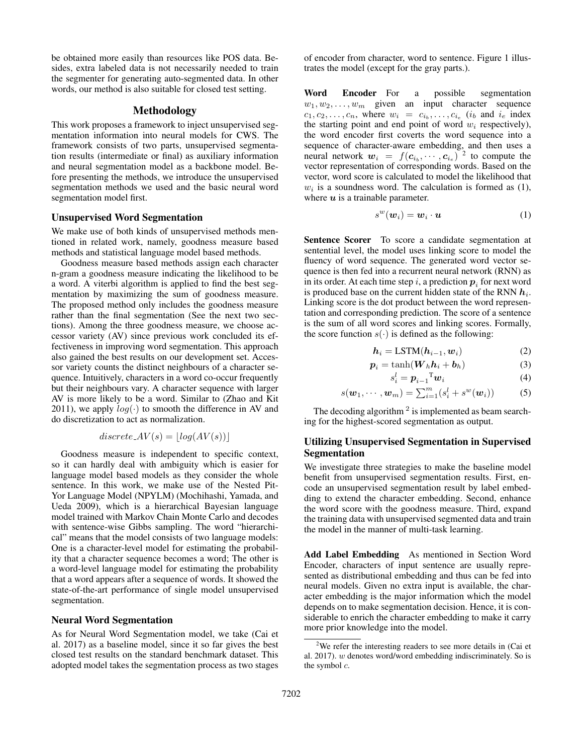be obtained more easily than resources like POS data. Besides, extra labeled data is not necessarily needed to train the segmenter for generating auto-segmented data. In other words, our method is also suitable for closed test setting.

## Methodology

This work proposes a framework to inject unsupervised segmentation information into neural models for CWS. The framework consists of two parts, unsupervised segmentation results (intermediate or final) as auxiliary information and neural segmentation model as a backbone model. Before presenting the methods, we introduce the unsupervised segmentation methods we used and the basic neural word segmentation model first.

### Unsupervised Word Segmentation

We make use of both kinds of unsupervised methods mentioned in related work, namely, goodness measure based methods and statistical language model based methods.

Goodness measure based methods assign each character n-gram a goodness measure indicating the likelihood to be a word. A viterbi algorithm is applied to find the best segmentation by maximizing the sum of goodness measure. The proposed method only includes the goodness measure rather than the final segmentation (See the next two sections). Among the three goodness measure, we choose accessor variety (AV) since previous work concluded its effectiveness in improving word segmentation. This approach also gained the best results on our development set. Accessor variety counts the distinct neighbours of a character sequence. Intuitively, characters in a word co-occur frequently but their neighbours vary. A character sequence with larger AV is more likely to be a word. Similar to (Zhao and Kit 2011), we apply $log(\cdot)$ to smooth the difference in AV and do discretization to act as normalization.

$$discrete\_AV(s) = \lfloor log(AV(s)) \rfloor$$

Goodness measure is independent to specific context, so it can hardly deal with ambiguity which is easier for language model based models as they consider the whole sentence. In this work, we make use of the Nested Pitman-Yor Language Model (NPYLM) (Mochihashi, Yamada, and Ueda 2009), which is a hierarchical Bayesian language model trained with Markov Chain Monte Carlo and decodes with sentence-wise Gibbs sampling. The word "hierarchical" means that the model consists of two language models: One is a character-level model for estimating the probability that a character sequence becomes a word; The other is a word-level language model for estimating the probability that a word appears after a sequence of words. It showed the state-of-the-art performance of single model unsupervised segmentation.

### Neural Word Segmentation

As for Neural Word Segmentation model, we take (Cai et al. 2017) as a baseline model, since it so far gives the best closed test results on the standard benchmark dataset. This adopted model takes the segmentation process as two stages of encoder from character, word to sentence. Figure 1 illustrates the model (except for the gray parts.).

**Word Encoder** For a possible segmentation $w_1, w_2, \ldots, w_m$ given an input character sequence $c_1, c_2, \ldots, c_n$, where $w_i = c_{i_b}, \ldots, c_{i_e}$ ($i_b$ and $i_e$ index the starting point and end point of word $w_i$ respectively), the word encoder first coverts the word sequence into a sequence of character-aware embedding, and then uses a neural network $\boldsymbol{w}_i = f(\boldsymbol{c}_{i_b}, \cdots, \boldsymbol{c}_{i_e})$ [2] to compute the vector representation of corresponding words. Based on the vector, word score is calculated to model the likelihood that $w_i$ is a soundness word. The calculation is formed as (1), where $\boldsymbol{u}$ is a trainable parameter.

$$s^w(\boldsymbol{w}_i) = \boldsymbol{w}_i \cdot \boldsymbol{u} \tag{1}$$

**Sentence Scorer** To score a candidate segmentation at sentential level, the model uses linking score to model the fluency of word sequence. The generated word vector sequence is then fed into a recurrent neural network (RNN) as in its order. At each time step $i$, a prediction $\boldsymbol{p}_i$ for next word is produced base on the current hidden state of the RNN $\boldsymbol{h}_i$. Linking score is the dot product between the word representation and corresponding prediction. The score of a sentence is the sum of all word scores and linking scores. Formally, the score function $s(\cdot)$ is defined as the following:

$$\boldsymbol{h}_i = \text{LSTM}(\boldsymbol{h}_{i-1}, \boldsymbol{w}_i) \tag{2}$$

$$\boldsymbol{p}_i = \tanh(\boldsymbol{W}_h \boldsymbol{h}_i + \boldsymbol{b}_h) \tag{3}$$

$$s_i^l = {\boldsymbol{p}_{i-1}}^{\mathsf{T}} \boldsymbol{w}_i \tag{4}$$

$$s(\boldsymbol{w}_1, \cdots, \boldsymbol{w}_m) = \textstyle\sum_{i=1}^m (s_i^l + s^w(\boldsymbol{w}_i)) \tag{5}$$

The decoding algorithm [2] is implemented as beam searching for the highest-scored segmentation as output.

### Utilizing Unsupervised Segmentation in Supervised Segmentation

We investigate three strategies to make the baseline model benefit from unsupervised segmentation results. First, encode an unsupervised segmentation result by label embedding to extend the character embedding. Second, enhance the word score with the goodness measure. Third, expand the training data with unsupervised segmented data and train the model in the manner of multi-task learning.

**Add Label Embedding** As mentioned in Section Word Encoder, characters of input sentence are usually represented as distributional embedding and thus can be fed into neural models. Given no extra input is available, the character embedding is the major information which the model depends on to make segmentation decision. Hence, it is considerable to enrich the character embedding to make it carry more prior knowledge into the model.

[2] We refer the interesting readers to see more details in (Cai et al. 2017). $w$ denotes word/word embedding indiscriminately. So is the symbol $c$.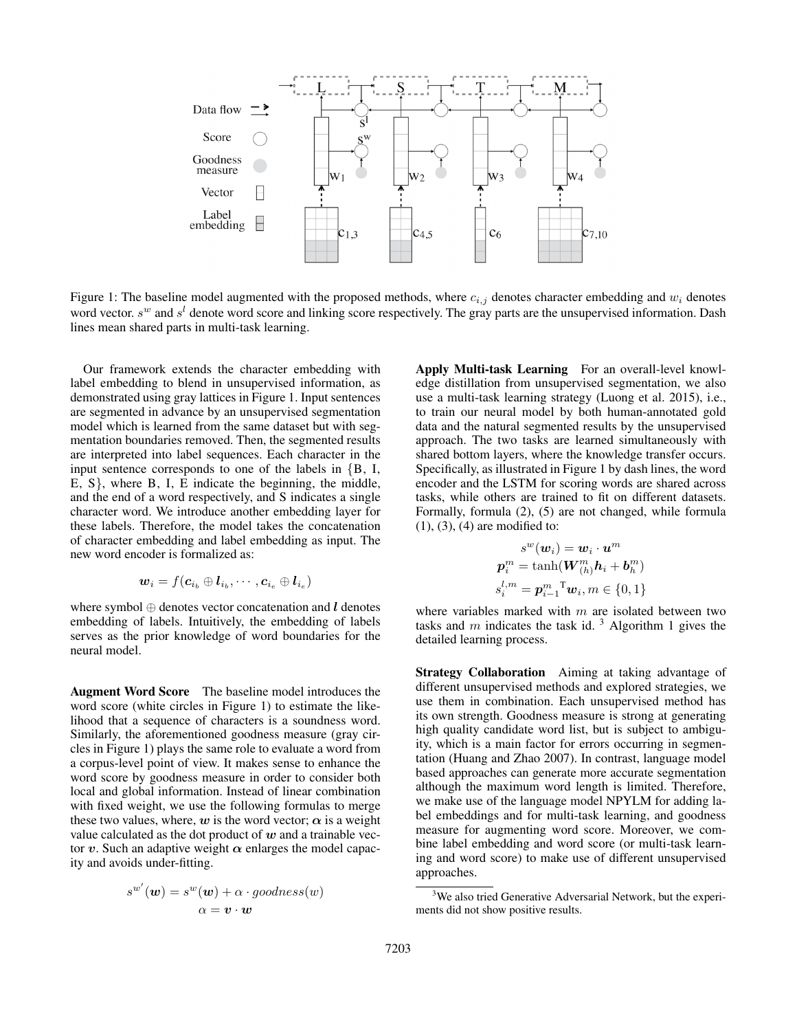Figure 1: The baseline model augmented with the proposed methods, where $c_{i,j}$ denotes character embedding and $w_i$ denotes word vector. $s^w$ and $s^l$ denote word score and linking score respectively. The gray parts are the unsupervised information. Dash lines mean shared parts in multi-task learning.

Our framework extends the character embedding with label embedding to blend in unsupervised information, as demonstrated using gray lattices in Figure 1. Input sentences are segmented in advance by an unsupervised segmentation model which is learned from the same dataset but with segmentation boundaries removed. Then, the segmented results are interpreted into label sequences. Each character in the input sentence corresponds to one of the labels in {B, I, E, S}, where B, I, E indicate the beginning, the middle, and the end of a word respectively, and S indicates a single character word. We introduce another embedding layer for these labels. Therefore, the model takes the concatenation of character embedding and label embedding as input. The new word encoder is formalized as:

$$\boldsymbol{w}_i = f(\boldsymbol{c}_{i_b} \oplus \boldsymbol{l}_{i_b}, \cdots, \boldsymbol{c}_{i_e} \oplus \boldsymbol{l}_{i_e})$$

where symbol $\oplus$ denotes vector concatenation and $\boldsymbol{l}$ denotes embedding of labels. Intuitively, the embedding of labels serves as the prior knowledge of word boundaries for the neural model.

**Augment Word Score** The baseline model introduces the word score (white circles in Figure 1) to estimate the likelihood that a sequence of characters is a soundness word. Similarly, the aforementioned goodness measure (gray circles in Figure 1) plays the same role to evaluate a word from a corpus-level point of view. It makes sense to enhance the word score by goodness measure in order to consider both local and global information. Instead of linear combination with fixed weight, we use the following formulas to merge these two values, where, $\boldsymbol{w}$ is the word vector; $\boldsymbol{\alpha}$ is a weight value calculated as the dot product of $\boldsymbol{w}$ and a trainable vector $\boldsymbol{v}$. Such an adaptive weight $\boldsymbol{\alpha}$ enlarges the model capacity and avoids under-fitting.

$$s^{w'}(\boldsymbol{w}) = s^w(\boldsymbol{w}) + \alpha \cdot goodness(w)$$
$$\alpha = \boldsymbol{v} \cdot \boldsymbol{w}$$

**Apply Multi-task Learning** For an overall-level knowledge distillation from unsupervised segmentation, we also use a multi-task learning strategy (Luong et al. 2015), i.e., to train our neural model by both human-annotated gold data and the natural segmented results by the unsupervised approach. The two tasks are learned simultaneously with shared bottom layers, where the knowledge transfer occurs. Specifically, as illustrated in Figure 1 by dash lines, the word encoder and the LSTM for scoring words are shared across tasks, while others are trained to fit on different datasets. Formally, formula (2), (5) are not changed, while formula (1), (3), (4) are modified to:

$$s^w(\boldsymbol{w}_i) = \boldsymbol{w}_i \cdot \boldsymbol{u}^m$$
$$\boldsymbol{p}_i^m = \tanh(\boldsymbol{W}_{(h)}^m \boldsymbol{h}_i + \boldsymbol{b}_h^m)$$
$$s_i^{l,m} = {\boldsymbol{p}_{i-1}^m}^{\mathrm{T}} \boldsymbol{w}_i, m \in \{0, 1\}$$

where variables marked with $m$ are isolated between two tasks and $m$ indicates the task id. [3] Algorithm 1 gives the detailed learning process.

**Strategy Collaboration** Aiming at taking advantage of different unsupervised methods and explored strategies, we use them in combination. Each unsupervised method has its own strength. Goodness measure is strong at generating high quality candidate word list, but is subject to ambiguity, which is a main factor for errors occurring in segmentation (Huang and Zhao 2007). In contrast, language model based approaches can generate more accurate segmentation although the maximum word length is limited. Therefore, we make use of the language model NPYLM for adding label embeddings and for multi-task learning, and goodness measure for augmenting word score. Moreover, we combine label embedding and word score (or multi-task learning and word score) to make use of different unsupervised approaches.

[3] We also tried Generative Adversarial Network, but the experiments did not show positive results.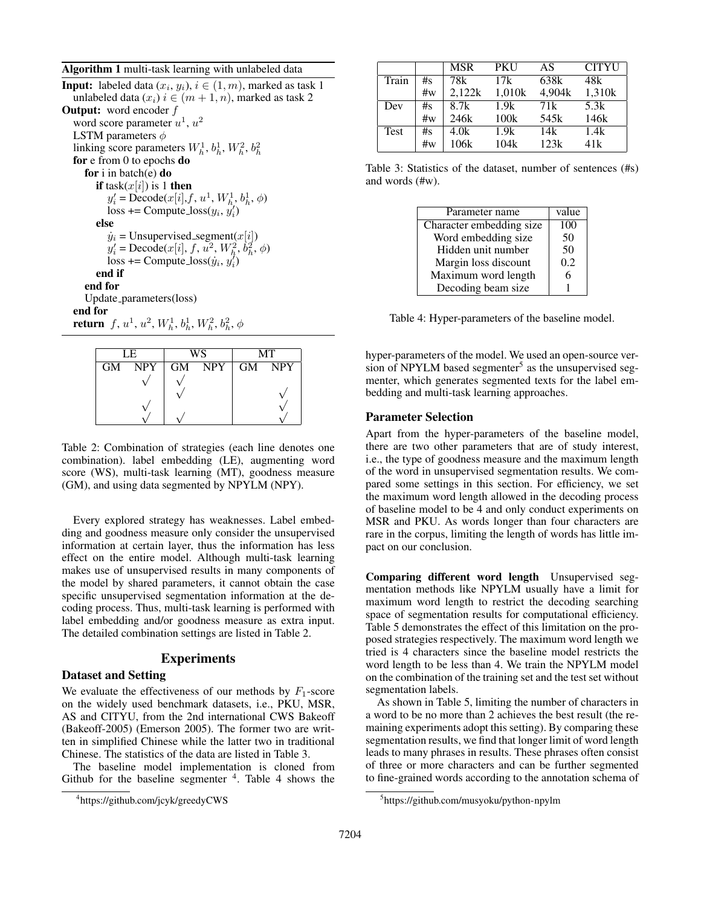**Algorithm 1** multi-task learning with unlabeled data

**Input:** labeled data $(x_i, y_i)$, $i \in (1, m)$, marked as task 1
  unlabeled data $(x_i)$ $i \in (m+1, n)$, marked as task 2
**Output:** word encoder $f$
  word score parameter $u^1$, $u^2$
  LSTM parameters $\phi$
  linking score parameters $W_h^1$, $b_h^1$, $W_h^2$, $b_h^2$
  **for** e from 0 to epochs **do**
    **for** i in batch(e) **do**
      **if** task($x[i]$) is 1 **then**
        $y_i'$ = Decode($x[i]$, $f$, $u^1$, $W_h^1$, $b_h^1$, $\phi$)
        loss += Compute_loss($y_i$, $y_i'$)
      **else**
        $\dot{y}_i$ = Unsupervised_segment($x[i]$)
        $y_i'$ = Decode($x[i]$, $f$, $u^2$, $W_h^2$, $b_h^2$, $\phi$)
        loss += Compute_loss($\dot{y}_i$, $y_i'$)
      **end if**
    **end for**
    Update_parameters(loss)
  **end for**
  **return** $f$, $u^1$, $u^2$, $W_h^1$, $b_h^1$, $W_h^2$, $b_h^2$, $\phi$

| LE | | WS | | MT | |
|---|---|---|---|---|---|
| GM | NPY | GM | NPY | GM | NPY |
| | √ | √ | | | |
| | | √ | | | √ |
| | √ | | | | √ |
| | √ | √ | | | √ |

Table 2: Combination of strategies (each line denotes one combination). label embedding (LE), augmenting word score (WS), multi-task learning (MT), goodness measure (GM), and using data segmented by NPYLM (NPY).

Every explored strategy has weaknesses. Label embedding and goodness measure only consider the unsupervised information at certain layer, thus the information has less effect on the entire model. Although multi-task learning makes use of unsupervised results in many components of the model by shared parameters, it cannot obtain the case specific unsupervised segmentation information at the decoding process. Thus, multi-task learning is performed with label embedding and/or goodness measure as extra input. The detailed combination settings are listed in Table 2.

## Experiments

### Dataset and Setting

We evaluate the effectiveness of our methods by $F_1$-score on the widely used benchmark datasets, i.e., PKU, MSR, AS and CITYU, from the 2nd international CWS Bakeoff (Bakeoff-2005) (Emerson 2005). The former two are written in simplified Chinese while the latter two in traditional Chinese. The statistics of the data are listed in Table 3.

The baseline model implementation is cloned from Github for the baseline segmenter [4]. Table 4 shows the hyper-parameters of the model. We used an open-source version of NPYLM based segmenter[5] as the unsupervised segmenter, which generates segmented texts for the label embedding and multi-task learning approaches.

| | | MSR | PKU | AS | CITYU |
|---|---|---|---|---|---|
| Train | #s | 78k | 17k | 638k | 48k |
| | #w | 2,122k | 1,010k | 4,904k | 1,310k |
| Dev | #s | 8.7k | 1.9k | 71k | 5.3k |
| | #w | 246k | 100k | 545k | 146k |
| Test | #s | 4.0k | 1.9k | 14k | 1.4k |
| | #w | 106k | 104k | 123k | 41k |

Table 3: Statistics of the dataset, number of sentences (#s) and words (#w).

| Parameter name | value |
|---|---|
| Character embedding size | 100 |
| Word embedding size | 50 |
| Hidden unit number | 50 |
| Margin loss discount | 0.2 |
| Maximum word length | 6 |
| Decoding beam size | 1 |

Table 4: Hyper-parameters of the baseline model.

### Parameter Selection

Apart from the hyper-parameters of the baseline model, there are two other parameters that are of study interest, i.e., the type of goodness measure and the maximum length of the word in unsupervised segmentation results. We compared some settings in this section. For efficiency, we set the maximum word length allowed in the decoding process of baseline model to be 4 and only conduct experiments on MSR and PKU. As words longer than four characters are rare in the corpus, limiting the length of words has little impact on our conclusion.

**Comparing different word length** Unsupervised segmentation methods like NPYLM usually have a limit for maximum word length to restrict the decoding searching space of segmentation results for computational efficiency. Table 5 demonstrates the effect of this limitation on the proposed strategies respectively. The maximum word length we tried is 4 characters since the baseline model restricts the word length to be less than 4. We train the NPYLM model on the combination of the training set and the test set without segmentation labels.

As shown in Table 5, limiting the number of characters in a word to be no more than 2 achieves the best result (the remaining experiments adopt this setting). By comparing these segmentation results, we find that longer limit of word length leads to many phrases in results. These phrases often consist of three or more characters and can be further segmented to fine-grained words according to the annotation schema of

[4] https://github.com/jcyk/greedyCWS

[5] https://github.com/musyoku/python-npylm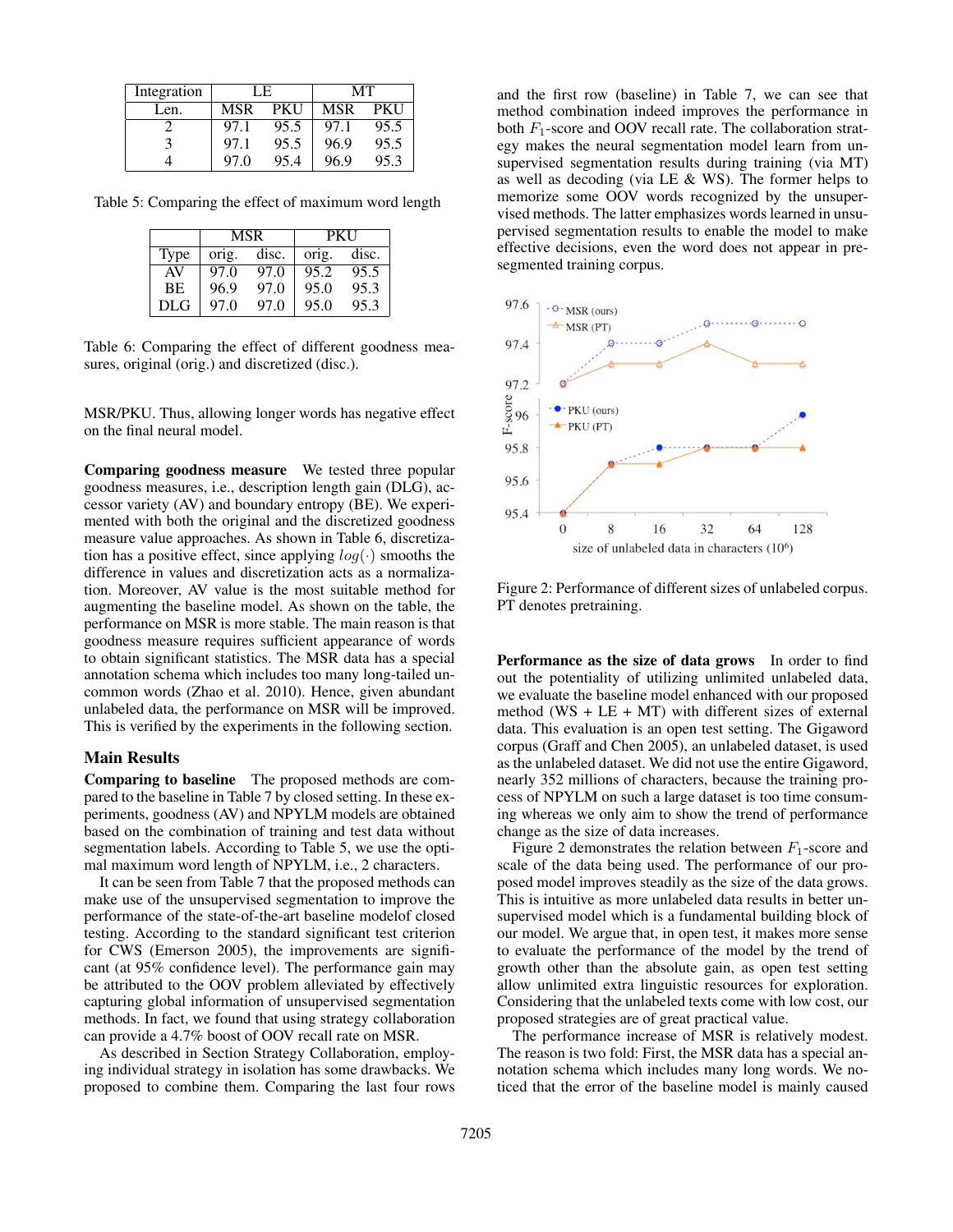| Integration | LE | | MT | |
|---|---|---|---|---|
| Len. | MSR | PKU | MSR | PKU |
| 2 | 97.1 | 95.5 | 97.1 | 95.5 |
| 3 | 97.1 | 95.5 | 96.9 | 95.5 |
| 4 | 97.0 | 95.4 | 96.9 | 95.3 |

Table 5: Comparing the effect of maximum word length

| | MSR | | PKU | |
|---|---|---|---|---|
| Type | orig. | disc. | orig. | disc. |
| AV | 97.0 | 97.0 | 95.2 | 95.5 |
| BE | 96.9 | 97.0 | 95.0 | 95.3 |
| DLG | 97.0 | 97.0 | 95.0 | 95.3 |

Table 6: Comparing the effect of different goodness measures, original (orig.) and discretized (disc.).

MSR/PKU. Thus, allowing longer words has negative effect on the final neural model.

**Comparing goodness measure** We tested three popular goodness measures, i.e., description length gain (DLG), accessor variety (AV) and boundary entropy (BE). We experimented with both the original and the discretized goodness measure value approaches. As shown in Table 6, discretization has a positive effect, since applying $log(\cdot)$ smooths the difference in values and discretization acts as a normalization. Moreover, AV value is the most suitable method for augmenting the baseline model. As shown on the table, the performance on MSR is more stable. The main reason is that goodness measure requires sufficient appearance of words to obtain significant statistics. The MSR data has a special annotation schema which includes too many long-tailed uncommon words (Zhao et al. 2010). Hence, given abundant unlabeled data, the performance on MSR will be improved. This is verified by the experiments in the following section.

## Main Results

**Comparing to baseline** The proposed methods are compared to the baseline in Table 7 by closed setting. In these experiments, goodness (AV) and NPYLM models are obtained based on the combination of training and test data without segmentation labels. According to Table 5, we use the optimal maximum word length of NPYLM, i.e., 2 characters.

It can be seen from Table 7 that the proposed methods can make use of the unsupervised segmentation to improve the performance of the state-of-the-art baseline modelof closed testing. According to the standard significant test criterion for CWS (Emerson 2005), the improvements are significant (at 95% confidence level). The performance gain may be attributed to the OOV problem alleviated by effectively capturing global information of unsupervised segmentation methods. In fact, we found that using strategy collaboration can provide a 4.7% boost of OOV recall rate on MSR.

As described in Section Strategy Collaboration, employing individual strategy in isolation has some drawbacks. We proposed to combine them. Comparing the last four rows and the first row (baseline) in Table 7, we can see that method combination indeed improves the performance in both $F_1$-score and OOV recall rate. The collaboration strategy makes the neural segmentation model learn from unsupervised segmentation results during training (via MT) as well as decoding (via LE & WS). The former helps to memorize some OOV words recognized by the unsupervised methods. The latter emphasizes words learned in unsupervised segmentation results to enable the model to make effective decisions, even the word does not appear in pre-segmented training corpus.

Figure 2: Performance of different sizes of unlabeled corpus. PT denotes pretraining.

**Performance as the size of data grows** In order to find out the potentiality of utilizing unlimited unlabeled data, we evaluate the baseline model enhanced with our proposed method (WS + LE + MT) with different sizes of external data. This evaluation is an open test setting. The Gigaword corpus (Graff and Chen 2005), an unlabeled dataset, is used as the unlabeled dataset. We did not use the entire Gigaword, nearly 352 millions of characters, because the training process of NPYLM on such a large dataset is too time consuming whereas we only aim to show the trend of performance change as the size of data increases.

Figure 2 demonstrates the relation between $F_1$-score and scale of the data being used. The performance of our proposed model improves steadily as the size of the data grows. This is intuitive as more unlabeled data results in better unsupervised model which is a fundamental building block of our model. We argue that, in open test, it makes more sense to evaluate the performance of the model by the trend of growth other than the absolute gain, as open test setting allow unlimited extra linguistic resources for exploration. Considering that the unlabeled texts come with low cost, our proposed strategies are of great practical value.

The performance increase of MSR is relatively modest. The reason is two fold: First, the MSR data has a special annotation schema which includes many long words. We noticed that the error of the baseline model is mainly caused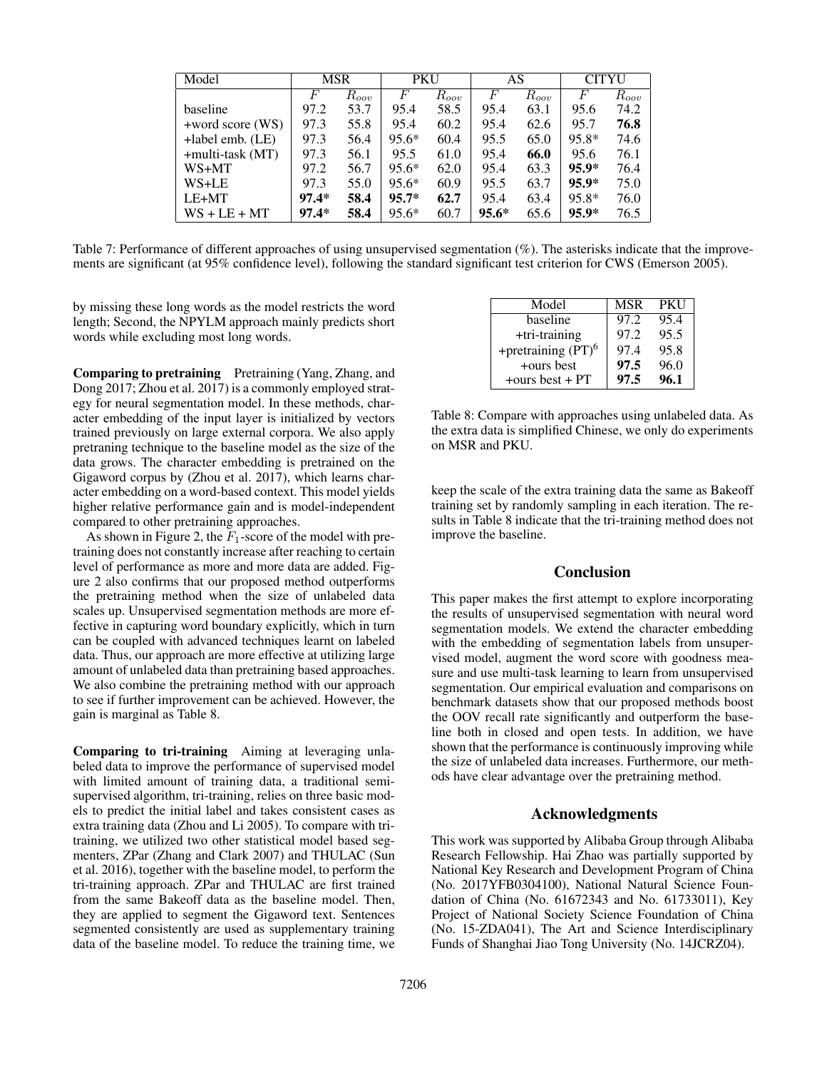| Model | MSR | | PKU | | AS | | CITYU | |
|---|---|---|---|---|---|---|---|---|
| | $F$ | $R_{oov}$ | $F$ | $R_{oov}$ | $F$ | $R_{oov}$ | $F$ | $R_{oov}$ |
| baseline | 97.2 | 53.7 | 95.4 | 58.5 | 95.4 | 63.1 | 95.6 | 74.2 |
| +word score (WS) | 97.3 | 55.8 | 95.4 | 60.2 | 95.4 | 62.6 | 95.7 | **76.8** |
| +label emb. (LE) | 97.3 | 56.4 | 95.6* | 60.4 | 95.5 | 65.0 | 95.8* | 74.6 |
| +multi-task (MT) | 97.3 | 56.1 | 95.5 | 61.0 | 95.4 | **66.0** | 95.6 | 76.1 |
| WS+MT | 97.2 | 56.7 | 95.6* | 62.0 | 95.4 | 63.3 | **95.9*** | 76.4 |
| WS+LE | 97.3 | 55.0 | 95.6* | 60.9 | 95.5 | 63.7 | **95.9*** | 75.0 |
| LE+MT | **97.4*** | **58.4** | **95.7*** | **62.7** | 95.4 | 63.4 | 95.8* | 76.0 |
| WS + LE + MT | **97.4*** | **58.4** | 95.6* | 60.7 | **95.6*** | 65.6 | **95.9*** | 76.5 |

Table 7: Performance of different approaches of using unsupervised segmentation (%). The asterisks indicate that the improvements are significant (at 95% confidence level), following the standard significant test criterion for CWS (Emerson 2005).

by missing these long words as the model restricts the word length; Second, the NPYLM approach mainly predicts short words while excluding most long words.

**Comparing to pretraining** Pretraining (Yang, Zhang, and Dong 2017; Zhou et al. 2017) is a commonly employed strategy for neural segmentation model. In these methods, character embedding of the input layer is initialized by vectors trained previously on large external corpora. We also apply pretraning technique to the baseline model as the size of the data grows. The character embedding is pretrained on the Gigaword corpus by (Zhou et al. 2017), which learns character embedding on a word-based context. This model yields higher relative performance gain and is model-independent compared to other pretraining approaches.

As shown in Figure 2, the $F_1$-score of the model with pretraining does not constantly increase after reaching to certain level of performance as more and more data are added. Figure 2 also confirms that our proposed method outperforms the pretraining method when the size of unlabeled data scales up. Unsupervised segmentation methods are more effective in capturing word boundary explicitly, which in turn can be coupled with advanced techniques learnt on labeled data. Thus, our approach are more effective at utilizing large amount of unlabeled data than pretraining based approaches. We also combine the pretraining method with our approach to see if further improvement can be achieved. However, the gain is marginal as Table 8.

**Comparing to tri-training** Aiming at leveraging unlabeled data to improve the performance of supervised model with limited amount of training data, a traditional semi-supervised algorithm, tri-training, relies on three basic models to predict the initial label and takes consistent cases as extra training data (Zhou and Li 2005). To compare with tri-training, we utilized two other statistical model based segmenters, ZPar (Zhang and Clark 2007) and THULAC (Sun et al. 2016), together with the baseline model, to perform the tri-training approach. ZPar and THULAC are first trained from the same Bakeoff data as the baseline model. Then, they are applied to segment the Gigaword text. Sentences segmented consistently are used as supplementary training data of the baseline model. To reduce the training time, we keep the scale of the extra training data the same as Bakeoff training set by randomly sampling in each iteration. The results in Table 8 indicate that the tri-training method does not improve the baseline.

| Model | MSR | PKU |
|---|---|---|
| baseline | 97.2 | 95.4 |
| +tri-training | 97.2 | 95.5 |
| +pretraining (PT)[6] | 97.4 | 95.8 |
| +ours best | **97.5** | 96.0 |
| +ours best + PT | **97.5** | **96.1** |

Table 8: Compare with approaches using unlabeled data. As the extra data is simplified Chinese, we only do experiments on MSR and PKU.

## Conclusion

This paper makes the first attempt to explore incorporating the results of unsupervised segmentation with neural word segmentation models. We extend the character embedding with the embedding of segmentation labels from unsupervised model, augment the word score with goodness measure and use multi-task learning to learn from unsupervised segmentation. Our empirical evaluation and comparisons on benchmark datasets show that our proposed methods boost the OOV recall rate significantly and outperform the baseline both in closed and open tests. In addition, we have shown that the performance is continuously improving while the size of unlabeled data increases. Furthermore, our methods have clear advantage over the pretraining method.

## Acknowledgments

This work was supported by Alibaba Group through Alibaba Research Fellowship. Hai Zhao was partially supported by National Key Research and Development Program of China (No. 2017YFB0304100), National Natural Science Foundation of China (No. 61672343 and No. 61733011), Key Project of National Society Science Foundation of China (No. 15-ZDA041), The Art and Science Interdisciplinary Funds of Shanghai Jiao Tong University (No. 14JCRZ04).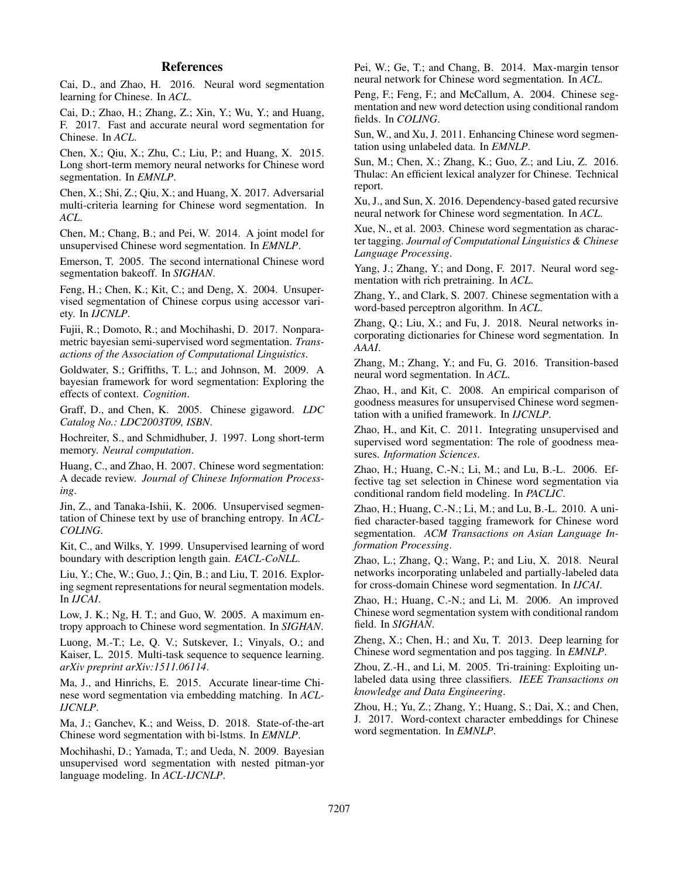## References

Cai, D., and Zhao, H. 2016. Neural word segmentation learning for Chinese. In *ACL*.

Cai, D.; Zhao, H.; Zhang, Z.; Xin, Y.; Wu, Y.; and Huang, F. 2017. Fast and accurate neural word segmentation for Chinese. In *ACL*.

Chen, X.; Qiu, X.; Zhu, C.; Liu, P.; and Huang, X. 2015. Long short-term memory neural networks for Chinese word segmentation. In *EMNLP*.

Chen, X.; Shi, Z.; Qiu, X.; and Huang, X. 2017. Adversarial multi-criteria learning for Chinese word segmentation. In *ACL*.

Chen, M.; Chang, B.; and Pei, W. 2014. A joint model for unsupervised Chinese word segmentation. In *EMNLP*.

Emerson, T. 2005. The second international Chinese word segmentation bakeoff. In *SIGHAN*.

Feng, H.; Chen, K.; Kit, C.; and Deng, X. 2004. Unsupervised segmentation of Chinese corpus using accessor variety. In *IJCNLP*.

Fujii, R.; Domoto, R.; and Mochihashi, D. 2017. Nonparametric bayesian semi-supervised word segmentation. *Transactions of the Association of Computational Linguistics*.

Goldwater, S.; Griffiths, T. L.; and Johnson, M. 2009. A bayesian framework for word segmentation: Exploring the effects of context. *Cognition*.

Graff, D., and Chen, K. 2005. Chinese gigaword. *LDC Catalog No.: LDC2003T09, ISBN*.

Hochreiter, S., and Schmidhuber, J. 1997. Long short-term memory. *Neural computation*.

Huang, C., and Zhao, H. 2007. Chinese word segmentation: A decade review. *Journal of Chinese Information Processing*.

Jin, Z., and Tanaka-Ishii, K. 2006. Unsupervised segmentation of Chinese text by use of branching entropy. In *ACL-COLING*.

Kit, C., and Wilks, Y. 1999. Unsupervised learning of word boundary with description length gain. *EACL-CoNLL*.

Liu, Y.; Che, W.; Guo, J.; Qin, B.; and Liu, T. 2016. Exploring segment representations for neural segmentation models. In *IJCAI*.

Low, J. K.; Ng, H. T.; and Guo, W. 2005. A maximum entropy approach to Chinese word segmentation. In *SIGHAN*.

Luong, M.-T.; Le, Q. V.; Sutskever, I.; Vinyals, O.; and Kaiser, L. 2015. Multi-task sequence to sequence learning. *arXiv preprint arXiv:1511.06114*.

Ma, J., and Hinrichs, E. 2015. Accurate linear-time Chinese word segmentation via embedding matching. In *ACL-IJCNLP*.

Ma, J.; Ganchev, K.; and Weiss, D. 2018. State-of-the-art Chinese word segmentation with bi-lstms. In *EMNLP*.

Mochihashi, D.; Yamada, T.; and Ueda, N. 2009. Bayesian unsupervised word segmentation with nested pitman-yor language modeling. In *ACL-IJCNLP*.

Pei, W.; Ge, T.; and Chang, B. 2014. Max-margin tensor neural network for Chinese word segmentation. In *ACL*.

Peng, F.; Feng, F.; and McCallum, A. 2004. Chinese segmentation and new word detection using conditional random fields. In *COLING*.

Sun, W., and Xu, J. 2011. Enhancing Chinese word segmentation using unlabeled data. In *EMNLP*.

Sun, M.; Chen, X.; Zhang, K.; Guo, Z.; and Liu, Z. 2016. Thulac: An efficient lexical analyzer for Chinese. Technical report.

Xu, J., and Sun, X. 2016. Dependency-based gated recursive neural network for Chinese word segmentation. In *ACL*.

Xue, N., et al. 2003. Chinese word segmentation as character tagging. *Journal of Computational Linguistics & Chinese Language Processing*.

Yang, J.; Zhang, Y.; and Dong, F. 2017. Neural word segmentation with rich pretraining. In *ACL*.

Zhang, Y., and Clark, S. 2007. Chinese segmentation with a word-based perceptron algorithm. In *ACL*.

Zhang, Q.; Liu, X.; and Fu, J. 2018. Neural networks incorporating dictionaries for Chinese word segmentation. In *AAAI*.

Zhang, M.; Zhang, Y.; and Fu, G. 2016. Transition-based neural word segmentation. In *ACL*.

Zhao, H., and Kit, C. 2008. An empirical comparison of goodness measures for unsupervised Chinese word segmentation with a unified framework. In *IJCNLP*.

Zhao, H., and Kit, C. 2011. Integrating unsupervised and supervised word segmentation: The role of goodness measures. *Information Sciences*.

Zhao, H.; Huang, C.-N.; Li, M.; and Lu, B.-L. 2006. Effective tag set selection in Chinese word segmentation via conditional random field modeling. In *PACLIC*.

Zhao, H.; Huang, C.-N.; Li, M.; and Lu, B.-L. 2010. A unified character-based tagging framework for Chinese word segmentation. *ACM Transactions on Asian Language Information Processing*.

Zhao, L.; Zhang, Q.; Wang, P.; and Liu, X. 2018. Neural networks incorporating unlabeled and partially-labeled data for cross-domain Chinese word segmentation. In *IJCAI*.

Zhao, H.; Huang, C.-N.; and Li, M. 2006. An improved Chinese word segmentation system with conditional random field. In *SIGHAN*.

Zheng, X.; Chen, H.; and Xu, T. 2013. Deep learning for Chinese word segmentation and pos tagging. In *EMNLP*.

Zhou, Z.-H., and Li, M. 2005. Tri-training: Exploiting unlabeled data using three classifiers. *IEEE Transactions on knowledge and Data Engineering*.

Zhou, H.; Yu, Z.; Zhang, Y.; Huang, S.; Dai, X.; and Chen, J. 2017. Word-context character embeddings for Chinese word segmentation. In *EMNLP*.